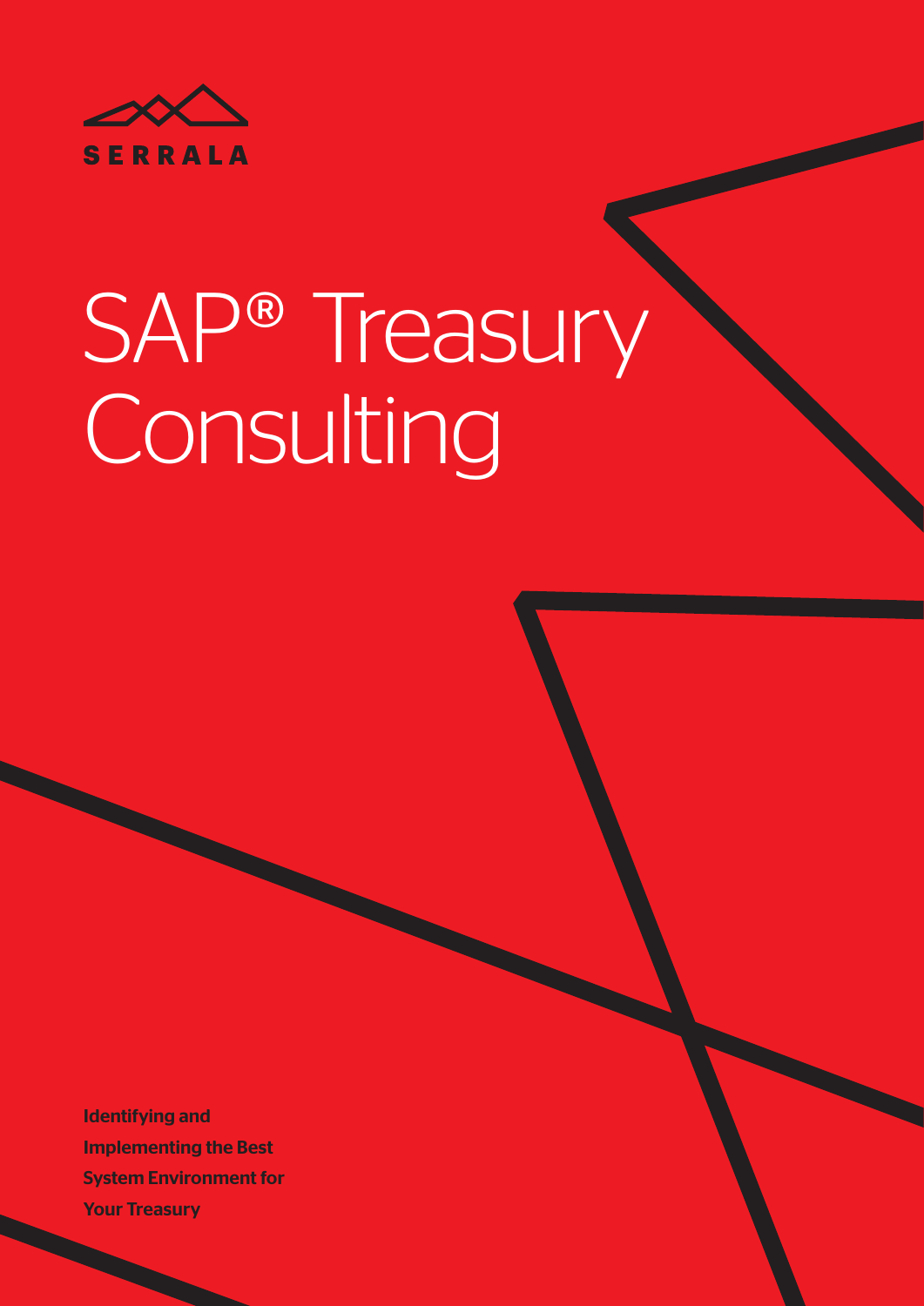SERRALA

# SAP® Treasury Consulting

**Identifying and Implementing the Best System Environment for Your Treasury**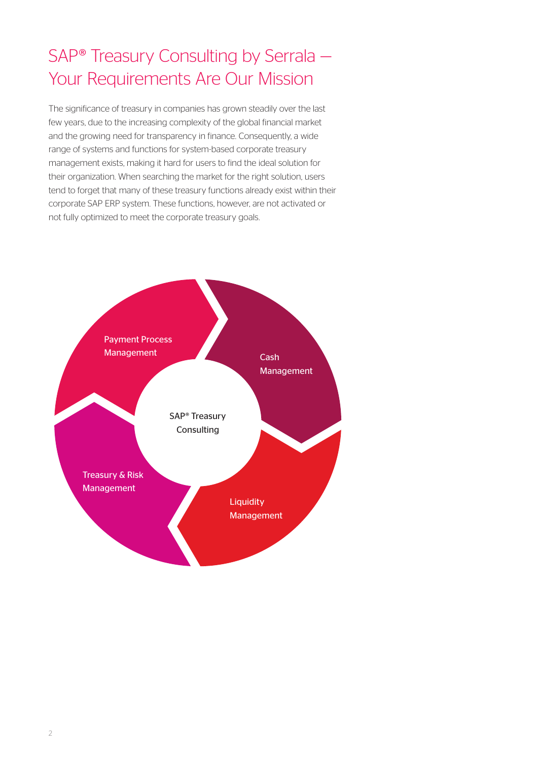# SAP® Treasury Consulting by Serrala — Your Requirements Are Our Mission

The significance of treasury in companies has grown steadily over the last few years, due to the increasing complexity of the global financial market and the growing need for transparency in finance. Consequently, a wide range of systems and functions for system-based corporate treasury management exists, making it hard for users to find the ideal solution for their organization. When searching the market for the right solution, users tend to forget that many of these treasury functions already exist within their corporate SAP ERP system. These functions, however, are not activated or not fully optimized to meet the corporate treasury goals.

SAP® Treasury Consulting

- Payment Process Management
- Cash Management
- Liquidity Management
- Treasury & Risk Management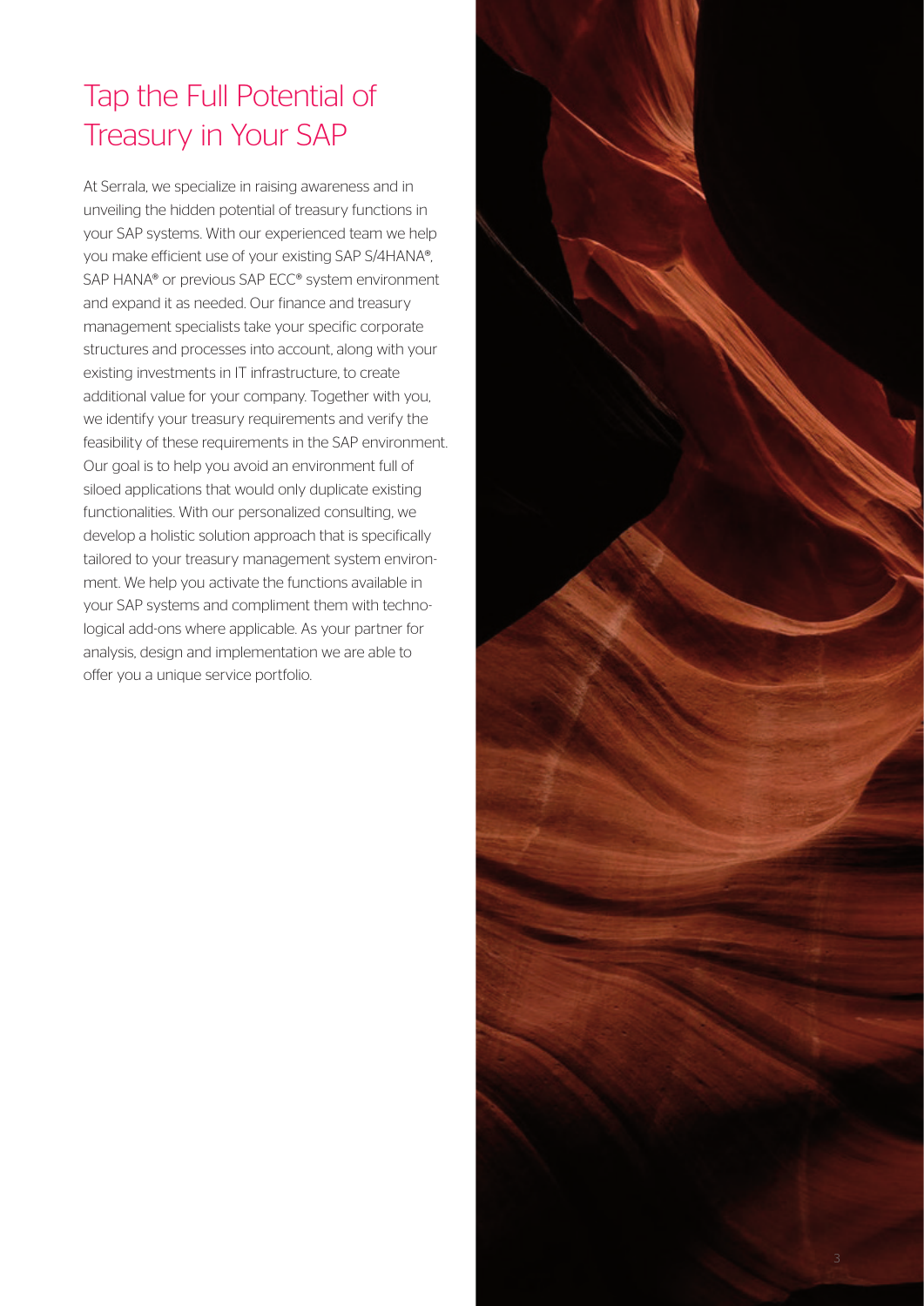# Tap the Full Potential of Treasury in Your SAP

At Serrala, we specialize in raising awareness and in unveiling the hidden potential of treasury functions in your SAP systems. With our experienced team we help you make efficient use of your existing SAP S/4HANA®, SAP HANA® or previous SAP ECC® system environment and expand it as needed. Our finance and treasury management specialists take your specific corporate structures and processes into account, along with your existing investments in IT infrastructure, to create additional value for your company. Together with you, we identify your treasury requirements and verify the feasibility of these requirements in the SAP environment. Our goal is to help you avoid an environment full of siloed applications that would only duplicate existing functionalities. With our personalized consulting, we develop a holistic solution approach that is specifically tailored to your treasury management system environment. We help you activate the functions available in your SAP systems and compliment them with technological add-ons where applicable. As your partner for analysis, design and implementation we are able to offer you a unique service portfolio.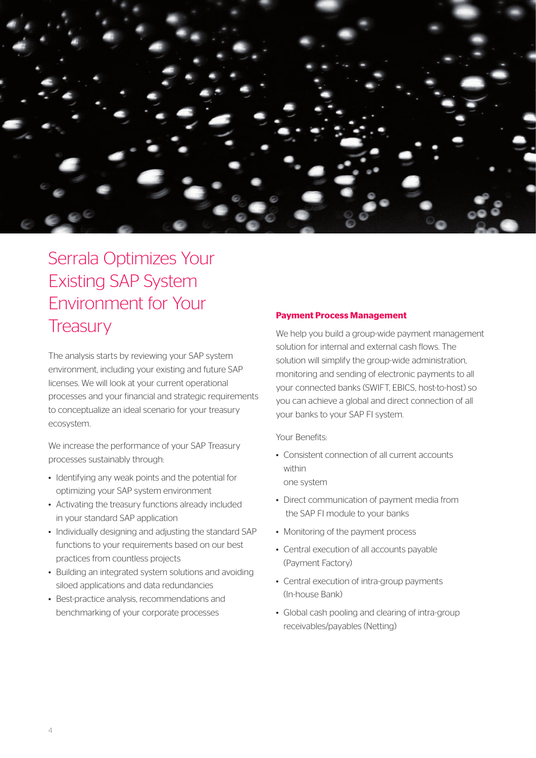# Serrala Optimizes Your Existing SAP System Environment for Your Treasury

The analysis starts by reviewing your SAP system environment, including your existing and future SAP licenses. We will look at your current operational processes and your financial and strategic requirements to conceptualize an ideal scenario for your treasury ecosystem.

We increase the performance of your SAP Treasury processes sustainably through:

- Identifying any weak points and the potential for optimizing your SAP system environment
- Activating the treasury functions already included in your standard SAP application
- Individually designing and adjusting the standard SAP functions to your requirements based on our best practices from countless projects
- Building an integrated system solutions and avoiding siloed applications and data redundancies
- Best-practice analysis, recommendations and benchmarking of your corporate processes

### Payment Process Management

We help you build a group-wide payment management solution for internal and external cash flows. The solution will simplify the group-wide administration, monitoring and sending of electronic payments to all your connected banks (SWIFT, EBICS, host-to-host) so you can achieve a global and direct connection of all your banks to your SAP FI system.

Your Benefits:

- Consistent connection of all current accounts within one system
- Direct communication of payment media from the SAP FI module to your banks
- Monitoring of the payment process
- Central execution of all accounts payable (Payment Factory)
- Central execution of intra-group payments (In-house Bank)
- Global cash pooling and clearing of intra-group receivables/payables (Netting)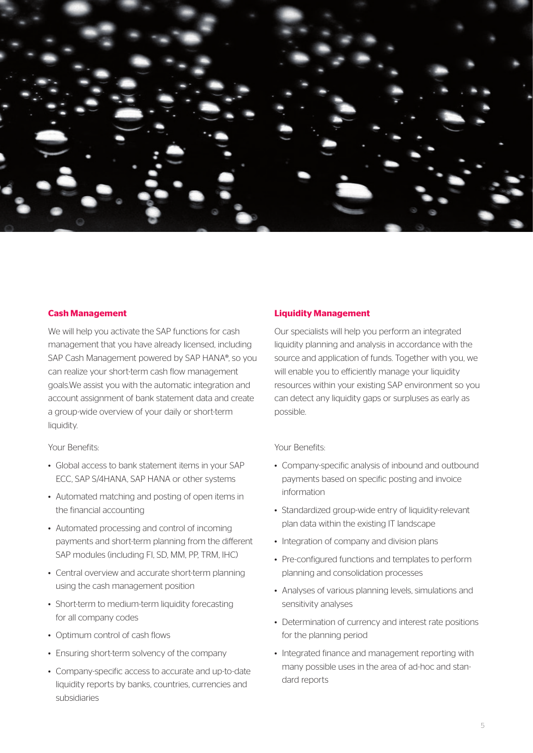## Cash Management

We will help you activate the SAP functions for cash management that you have already licensed, including SAP Cash Management powered by SAP HANA®, so you can realize your short-term cash flow management goals.We assist you with the automatic integration and account assignment of bank statement data and create a group-wide overview of your daily or short-term liquidity.

Your Benefits:

- Global access to bank statement items in your SAP ECC, SAP S/4HANA, SAP HANA or other systems
- Automated matching and posting of open items in the financial accounting
- Automated processing and control of incoming payments and short-term planning from the different SAP modules (including FI, SD, MM, PP, TRM, IHC)
- Central overview and accurate short-term planning using the cash management position
- Short-term to medium-term liquidity forecasting for all company codes
- Optimum control of cash flows
- Ensuring short-term solvency of the company
- Company-specific access to accurate and up-to-date liquidity reports by banks, countries, currencies and subsidiaries

## Liquidity Management

Our specialists will help you perform an integrated liquidity planning and analysis in accordance with the source and application of funds. Together with you, we will enable you to efficiently manage your liquidity resources within your existing SAP environment so you can detect any liquidity gaps or surpluses as early as possible.

Your Benefits:

- Company-specific analysis of inbound and outbound payments based on specific posting and invoice information
- Standardized group-wide entry of liquidity-relevant plan data within the existing IT landscape
- Integration of company and division plans
- Pre-configured functions and templates to perform planning and consolidation processes
- Analyses of various planning levels, simulations and sensitivity analyses
- Determination of currency and interest rate positions for the planning period
- Integrated finance and management reporting with many possible uses in the area of ad-hoc and standard reports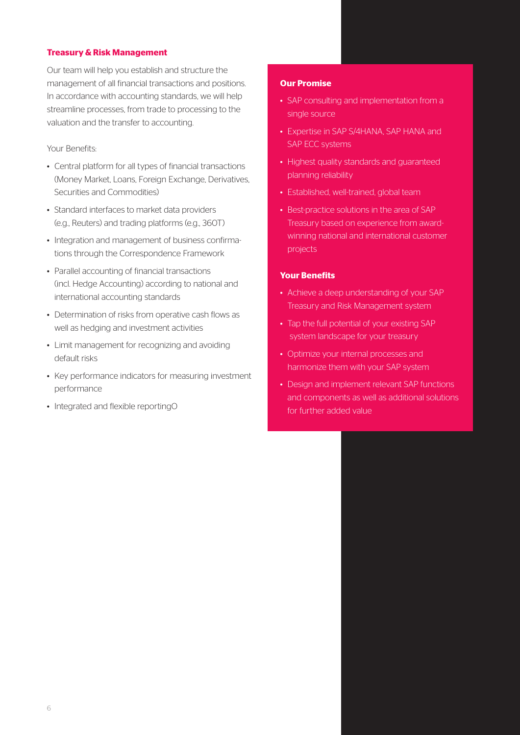## Treasury & Risk Management

Our team will help you establish and structure the management of all financial transactions and positions. In accordance with accounting standards, we will help streamline processes, from trade to processing to the valuation and the transfer to accounting.

Your Benefits:

- Central platform for all types of financial transactions (Money Market, Loans, Foreign Exchange, Derivatives, Securities and Commodities)
- Standard interfaces to market data providers (e.g., Reuters) and trading platforms (e.g., 360T)
- Integration and management of business confirmations through the Correspondence Framework
- Parallel accounting of financial transactions (incl. Hedge Accounting) according to national and international accounting standards
- Determination of risks from operative cash flows as well as hedging and investment activities
- Limit management for recognizing and avoiding default risks
- Key performance indicators for measuring investment performance
- Integrated and flexible reportingO

### Our Promise

- SAP consulting and implementation from a single source
- Expertise in SAP S/4HANA, SAP HANA and SAP ECC systems
- Highest quality standards and guaranteed planning reliability
- Established, well-trained, global team
- Best-practice solutions in the area of SAP Treasury based on experience from award-winning national and international customer projects

### Your Benefits

- Achieve a deep understanding of your SAP Treasury and Risk Management system
- Tap the full potential of your existing SAP system landscape for your treasury
- Optimize your internal processes and harmonize them with your SAP system
- Design and implement relevant SAP functions and components as well as additional solutions for further added value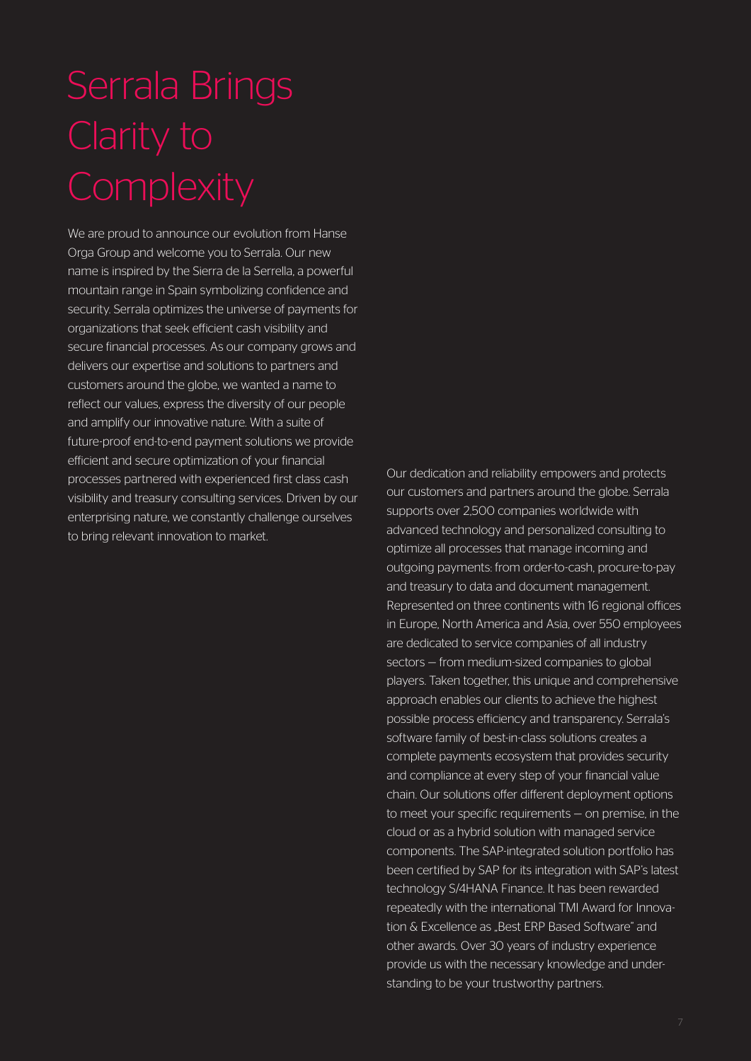# Serrala Brings Clarity to Complexity

We are proud to announce our evolution from Hanse Orga Group and welcome you to Serrala. Our new name is inspired by the Sierra de la Serrella, a powerful mountain range in Spain symbolizing confidence and security. Serrala optimizes the universe of payments for organizations that seek efficient cash visibility and secure financial processes. As our company grows and delivers our expertise and solutions to partners and customers around the globe, we wanted a name to reflect our values, express the diversity of our people and amplify our innovative nature. With a suite of future-proof end-to-end payment solutions we provide efficient and secure optimization of your financial processes partnered with experienced first class cash visibility and treasury consulting services. Driven by our enterprising nature, we constantly challenge ourselves to bring relevant innovation to market.

Our dedication and reliability empowers and protects our customers and partners around the globe. Serrala supports over 2,500 companies worldwide with advanced technology and personalized consulting to optimize all processes that manage incoming and outgoing payments: from order-to-cash, procure-to-pay and treasury to data and document management. Represented on three continents with 16 regional offices in Europe, North America and Asia, over 550 employees are dedicated to service companies of all industry sectors – from medium-sized companies to global players. Taken together, this unique and comprehensive approach enables our clients to achieve the highest possible process efficiency and transparency. Serrala's software family of best-in-class solutions creates a complete payments ecosystem that provides security and compliance at every step of your financial value chain. Our solutions offer different deployment options to meet your specific requirements – on premise, in the cloud or as a hybrid solution with managed service components. The SAP-integrated solution portfolio has been certified by SAP for its integration with SAP's latest technology S/4HANA Finance. It has been rewarded repeatedly with the international TMI Award for Innovation & Excellence as „Best ERP Based Software" and other awards. Over 30 years of industry experience provide us with the necessary knowledge and understanding to be your trustworthy partners.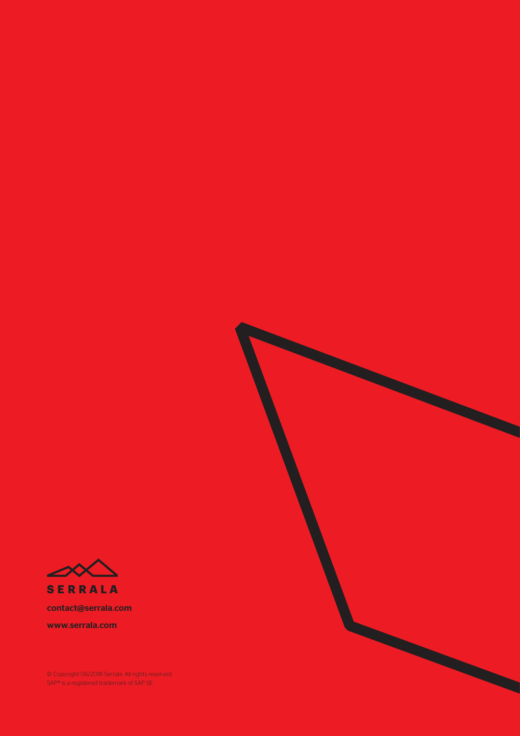SERRALA

**contact@serrala.com**

**www.serrala.com**

© Copyright 06/2018 Serrala. All rights reserved.
SAP® is a registered trademark of SAP SE.